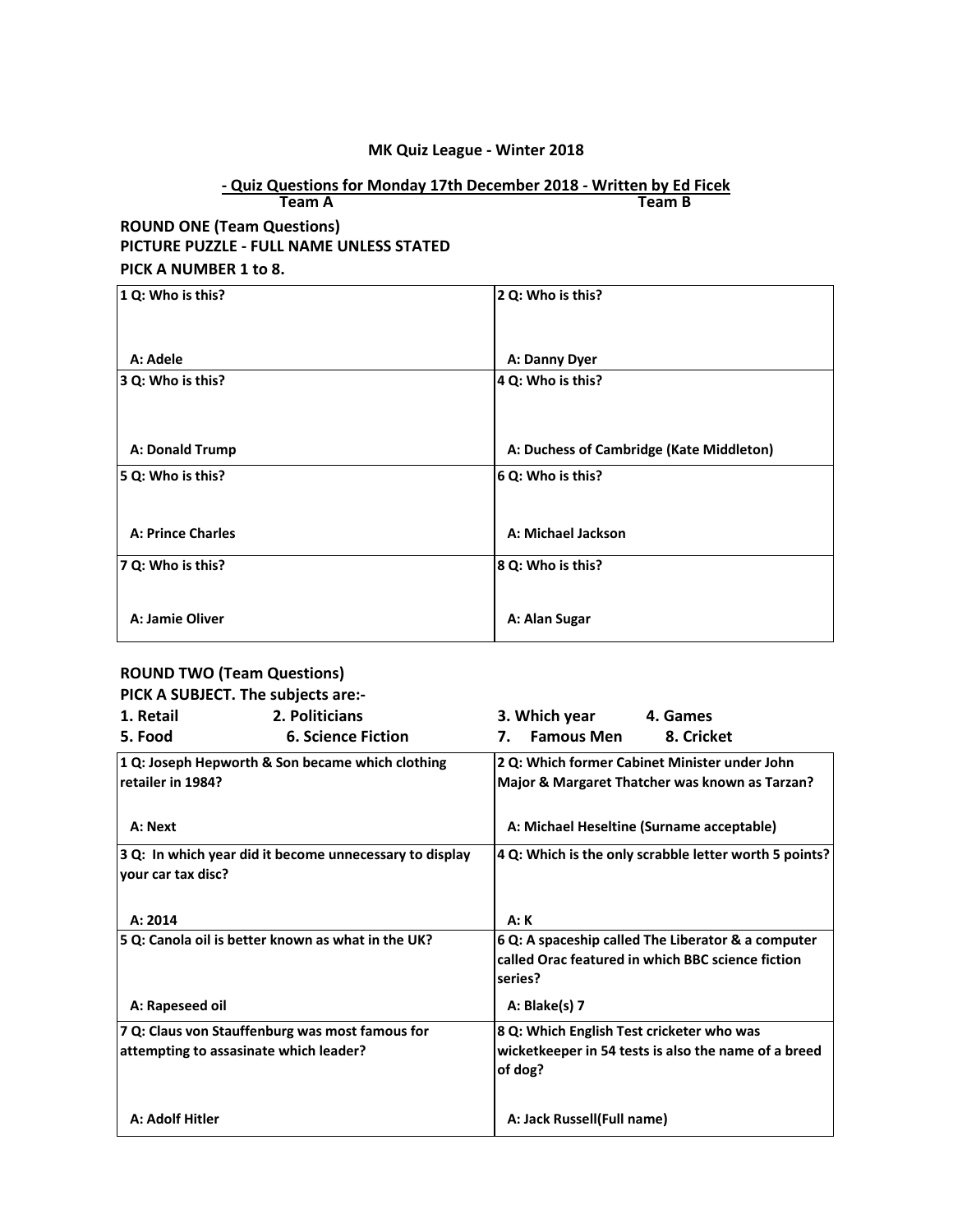## MK Quiz League - Winter 2018

**- Quiz Questions for Monday 17th December 2018 - Written by Ed Ficek**

| Team A | Team B |
|---|---|

### ROUND ONE (Team Questions)

**PICTURE PUZZLE - FULL NAME UNLESS STATED**

**PICK A NUMBER 1 to 8.**

| | |
|---|---|
| **1 Q: Who is this?**<br><br>**A: Adele** | **2 Q: Who is this?**<br><br>**A: Danny Dyer** |
| **3 Q: Who is this?**<br><br>**A: Donald Trump** | **4 Q: Who is this?**<br><br>**A: Duchess of Cambridge (Kate Middleton)** |
| **5 Q: Who is this?**<br><br>**A: Prince Charles** | **6 Q: Who is this?**<br><br>**A: Michael Jackson** |
| **7 Q: Who is this?**<br><br>**A: Jamie Oliver** | **8 Q: Who is this?**<br><br>**A: Alan Sugar** |

### ROUND TWO (Team Questions)

**PICK A SUBJECT. The subjects are:-**

| | | | |
|---|---|---|---|
| **1. Retail** | **2. Politicians** | **3. Which year** | **4. Games** |
| **5. Food** | **6. Science Fiction** | **7. Famous Men** | **8. Cricket** |

| | |
|---|---|
| **1 Q: Joseph Hepworth & Son became which clothing retailer in 1984?**<br><br>**A: Next** | **2 Q: Which former Cabinet Minister under John Major & Margaret Thatcher was known as Tarzan?**<br><br>**A: Michael Heseltine (Surname acceptable)** |
| **3 Q: In which year did it become unnecessary to display your car tax disc?**<br><br>**A: 2014** | **4 Q: Which is the only scrabble letter worth 5 points?**<br><br>**A: K** |
| **5 Q: Canola oil is better known as what in the UK?**<br><br>**A: Rapeseed oil** | **6 Q: A spaceship called The Liberator & a computer called Orac featured in which BBC science fiction series?**<br><br>**A: Blake(s) 7** |
| **7 Q: Claus von Stauffenburg was most famous for attempting to assasinate which leader?**<br><br>**A: Adolf Hitler** | **8 Q: Which English Test cricketer who was wicketkeeper in 54 tests is also the name of a breed of dog?**<br><br>**A: Jack Russell(Full name)** |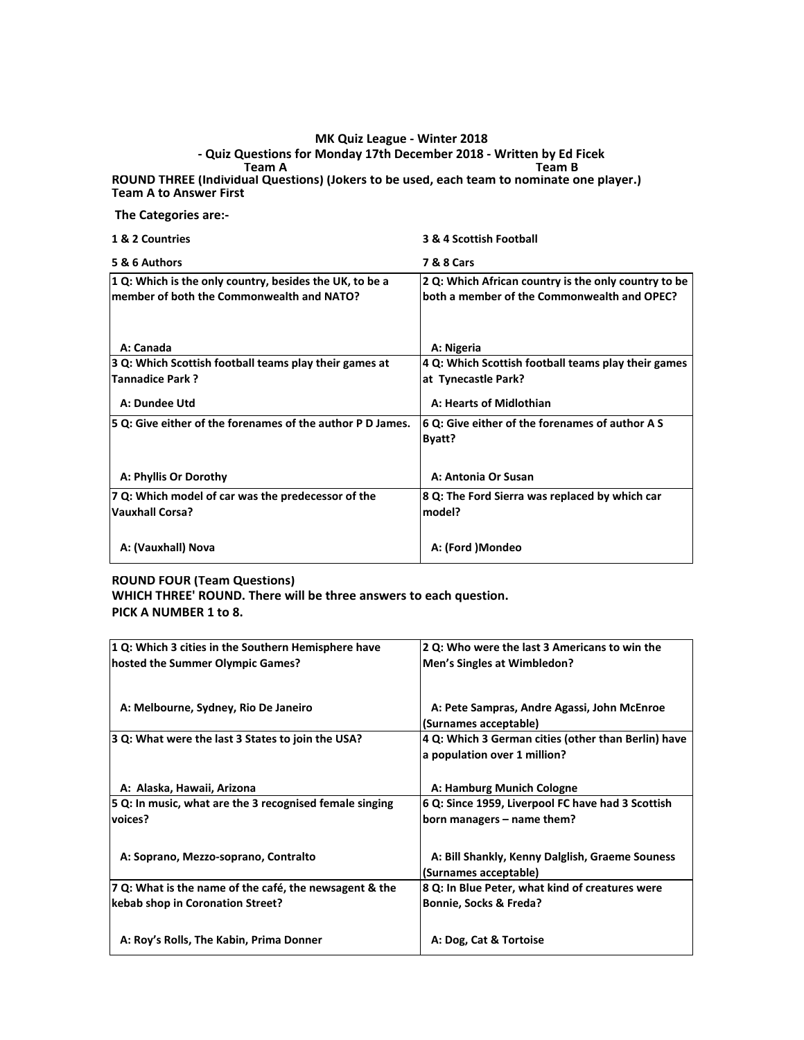**MK Quiz League - Winter 2018**

**- Quiz Questions for Monday 17th December 2018 - Written by Ed Ficek**

**Team A** **Team B**

**ROUND THREE (Individual Questions) (Jokers to be used, each team to nominate one player.)**
**Team A to Answer First**

**The Categories are:-**

| | |
|---|---|
| **1 & 2 Countries** | **3 & 4 Scottish Football** |
| **5 & 6 Authors** | **7 & 8 Cars** |

| | |
|---|---|
| **1 Q: Which is the only country, besides the UK, to be a member of both the Commonwealth and NATO?**<br><br>**A: Canada** | **2 Q: Which African country is the only country to be both a member of the Commonwealth and OPEC?**<br><br>**A: Nigeria** |
| **3 Q: Which Scottish football teams play their games at Tannadice Park ?**<br><br>**A: Dundee Utd** | **4 Q: Which Scottish football teams play their games at Tynecastle Park?**<br><br>**A: Hearts of Midlothian** |
| **5 Q: Give either of the forenames of the author P D James.**<br><br>**A: Phyllis Or Dorothy** | **6 Q: Give either of the forenames of author A S Byatt?**<br><br>**A: Antonia Or Susan** |
| **7 Q: Which model of car was the predecessor of the Vauxhall Corsa?**<br><br>**A: (Vauxhall) Nova** | **8 Q: The Ford Sierra was replaced by which car model?**<br><br>**A: (Ford )Mondeo** |

**ROUND FOUR (Team Questions)**
**WHICH THREE' ROUND. There will be three answers to each question.**
**PICK A NUMBER 1 to 8.**

| | |
|---|---|
| **1 Q: Which 3 cities in the Southern Hemisphere have hosted the Summer Olympic Games?**<br><br>**A: Melbourne, Sydney, Rio De Janeiro** | **2 Q: Who were the last 3 Americans to win the Men's Singles at Wimbledon?**<br><br>**A: Pete Sampras, Andre Agassi, John McEnroe (Surnames acceptable)** |
| **3 Q: What were the last 3 States to join the USA?**<br><br>**A: Alaska, Hawaii, Arizona** | **4 Q: Which 3 German cities (other than Berlin) have a population over 1 million?**<br><br>**A: Hamburg Munich Cologne** |
| **5 Q: In music, what are the 3 recognised female singing voices?**<br><br>**A: Soprano, Mezzo-soprano, Contralto** | **6 Q: Since 1959, Liverpool FC have had 3 Scottish born managers – name them?**<br><br>**A: Bill Shankly, Kenny Dalglish, Graeme Souness (Surnames acceptable)** |
| **7 Q: What is the name of the café, the newsagent & the kebab shop in Coronation Street?**<br><br>**A: Roy's Rolls, The Kabin, Prima Donner** | **8 Q: In Blue Peter, what kind of creatures were Bonnie, Socks & Freda?**<br><br>**A: Dog, Cat & Tortoise** |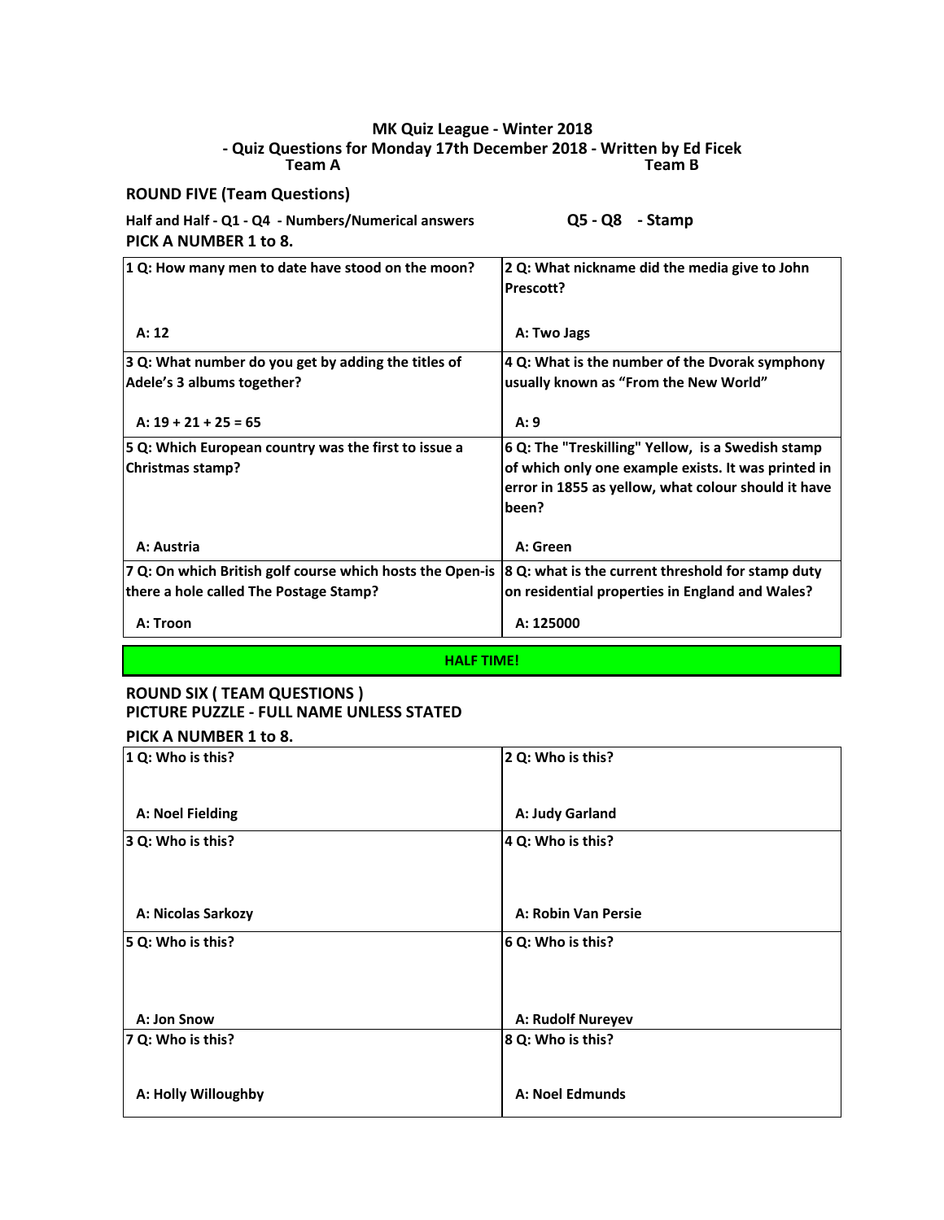## MK Quiz League - Winter 2018

### - Quiz Questions for Monday 17th December 2018 - Written by Ed Ficek

**Team A** **Team B**

### ROUND FIVE (Team Questions)

**Half and Half - Q1 - Q4 - Numbers/Numerical answers** **Q5 - Q8 - Stamp**

**PICK A NUMBER 1 to 8.**

| | |
|---|---|
| **1 Q: How many men to date have stood on the moon?**<br><br>**A: 12** | **2 Q: What nickname did the media give to John Prescott?**<br><br>**A: Two Jags** |
| **3 Q: What number do you get by adding the titles of Adele's 3 albums together?**<br><br>**A: 19 + 21 + 25 = 65** | **4 Q: What is the number of the Dvorak symphony usually known as "From the New World"**<br><br>**A: 9** |
| **5 Q: Which European country was the first to issue a Christmas stamp?**<br><br>**A: Austria** | **6 Q: The "Treskilling" Yellow, is a Swedish stamp of which only one example exists. It was printed in error in 1855 as yellow, what colour should it have been?**<br><br>**A: Green** |
| **7 Q: On which British golf course which hosts the Open-is there a hole called The Postage Stamp?**<br><br>**A: Troon** | **8 Q: what is the current threshold for stamp duty on residential properties in England and Wales?**<br><br>**A: 125000** |

**HALF TIME!**

### ROUND SIX ( TEAM QUESTIONS )

### PICTURE PUZZLE - FULL NAME UNLESS STATED

**PICK A NUMBER 1 to 8.**

| | |
|---|---|
| **1 Q: Who is this?**<br><br>**A: Noel Fielding** | **2 Q: Who is this?**<br><br>**A: Judy Garland** |
| **3 Q: Who is this?**<br><br>**A: Nicolas Sarkozy** | **4 Q: Who is this?**<br><br>**A: Robin Van Persie** |
| **5 Q: Who is this?**<br><br>**A: Jon Snow** | **6 Q: Who is this?**<br><br>**A: Rudolf Nureyev** |
| **7 Q: Who is this?**<br><br>**A: Holly Willoughby** | **8 Q: Who is this?**<br><br>**A: Noel Edmunds** |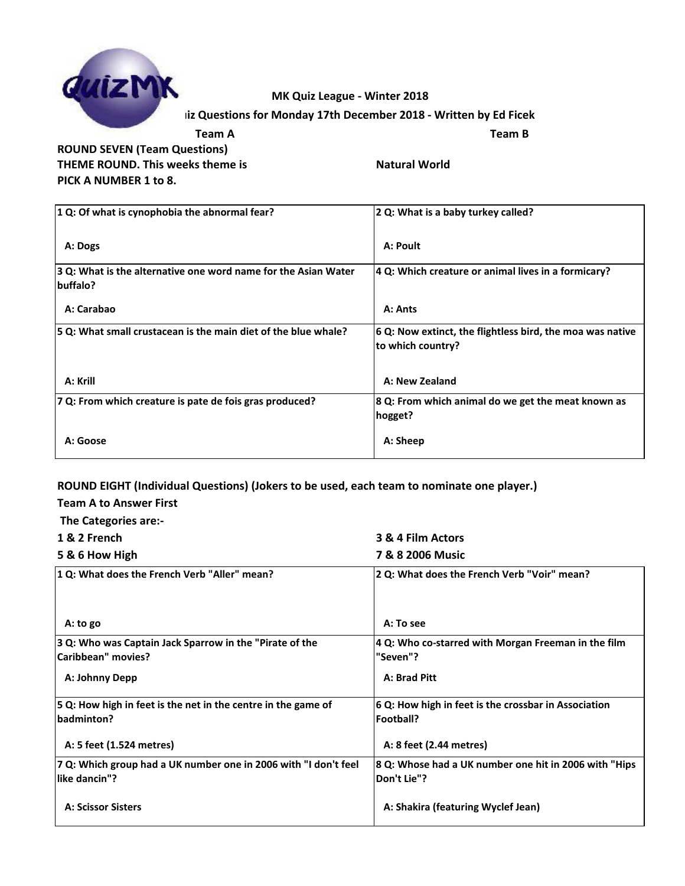**MK Quiz League - Winter 2018**

**iz Questions for Monday 17th December 2018 - Written by Ed Ficek**

**Team A** **Team B**

**ROUND SEVEN (Team Questions)**

**THEME ROUND. This weeks theme is Natural World**

**PICK A NUMBER 1 to 8.**

| | |
|---|---|
| **1 Q: Of what is cynophobia the abnormal fear?**<br><br>**A: Dogs** | **2 Q: What is a baby turkey called?**<br><br>**A: Poult** |
| **3 Q: What is the alternative one word name for the Asian Water buffalo?**<br><br>**A: Carabao** | **4 Q: Which creature or animal lives in a formicary?**<br><br>**A: Ants** |
| **5 Q: What small crustacean is the main diet of the blue whale?**<br><br>**A: Krill** | **6 Q: Now extinct, the flightless bird, the moa was native to which country?**<br><br>**A: New Zealand** |
| **7 Q: From which creature is pate de fois gras produced?**<br><br>**A: Goose** | **8 Q: From which animal do we get the meat known as hogget?**<br><br>**A: Sheep** |

**ROUND EIGHT (Individual Questions) (Jokers to be used, each team to nominate one player.)**

**Team A to Answer First**

**The Categories are:-**

**1 & 2 French** **3 & 4 Film Actors**

**5 & 6 How High** **7 & 8 2006 Music**

| | |
|---|---|
| **1 Q: What does the French Verb "Aller" mean?**<br><br>**A: to go** | **2 Q: What does the French Verb "Voir" mean?**<br><br>**A: To see** |
| **3 Q: Who was Captain Jack Sparrow in the "Pirate of the Caribbean" movies?**<br><br>**A: Johnny Depp** | **4 Q: Who co-starred with Morgan Freeman in the film "Seven"?**<br><br>**A: Brad Pitt** |
| **5 Q: How high in feet is the net in the centre in the game of badminton?**<br><br>**A: 5 feet (1.524 metres)** | **6 Q: How high in feet is the crossbar in Association Football?**<br><br>**A: 8 feet (2.44 metres)** |
| **7 Q: Which group had a UK number one in 2006 with "I don't feel like dancin"?**<br><br>**A: Scissor Sisters** | **8 Q: Whose had a UK number one hit in 2006 with "Hips Don't Lie"?**<br><br>**A: Shakira (featuring Wyclef Jean)** |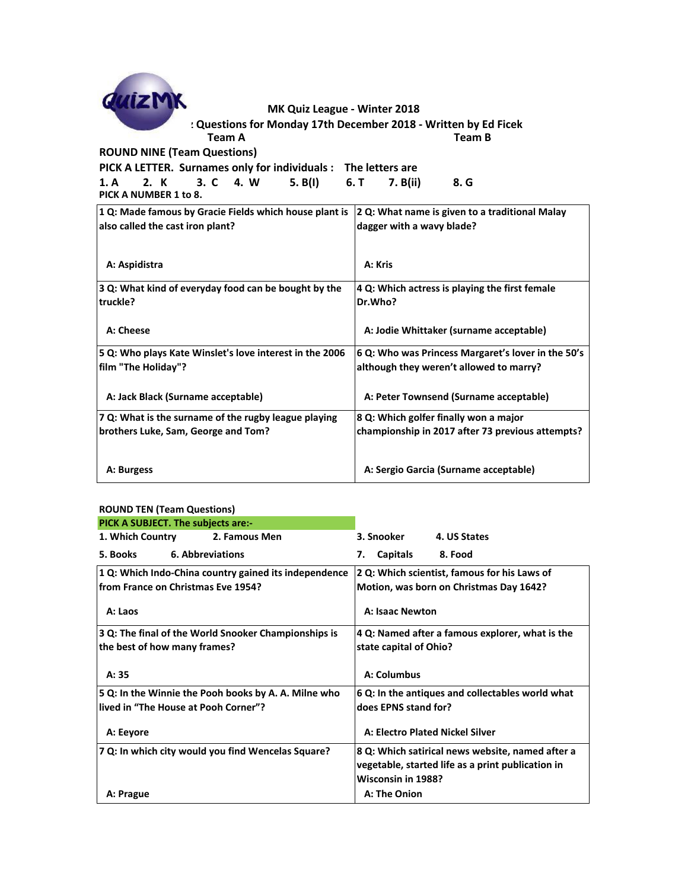QuizMK

# MK Quiz League - Winter 2018

: Questions for Monday 17th December 2018 - Written by Ed Ficek

Team A | Team B

## ROUND NINE (Team Questions)

PICK A LETTER. Surnames only for individuals : The letters are

1. A 2. K 3. C 4. W 5. B(I) 6. T 7. B(ii) 8. G

PICK A NUMBER 1 to 8.

| | |
|---|---|
| 1 Q: Made famous by Gracie Fields which house plant is also called the cast iron plant?<br><br>A: Aspidistra | 2 Q: What name is given to a traditional Malay dagger with a wavy blade?<br><br>A: Kris |
| 3 Q: What kind of everyday food can be bought by the truckle?<br><br>A: Cheese | 4 Q: Which actress is playing the first female Dr.Who?<br><br>A: Jodie Whittaker (surname acceptable) |
| 5 Q: Who plays Kate Winslet's love interest in the 2006 film "The Holiday"?<br><br>A: Jack Black (Surname acceptable) | 6 Q: Who was Princess Margaret's lover in the 50's although they weren't allowed to marry?<br><br>A: Peter Townsend (Surname acceptable) |
| 7 Q: What is the surname of the rugby league playing brothers Luke, Sam, George and Tom?<br><br>A: Burgess | 8 Q: Which golfer finally won a major championship in 2017 after 73 previous attempts?<br><br>A: Sergio Garcia (Surname acceptable) |

## ROUND TEN (Team Questions)

PICK A SUBJECT. The subjects are:-

1. Which Country 2. Famous Men 3. Snooker 4. US States
5. Books 6. Abbreviations 7. Capitals 8. Food

| | |
|---|---|
| 1 Q: Which Indo-China country gained its independence from France on Christmas Eve 1954?<br><br>A: Laos | 2 Q: Which scientist, famous for his Laws of Motion, was born on Christmas Day 1642?<br><br>A: Isaac Newton |
| 3 Q: The final of the World Snooker Championships is the best of how many frames?<br><br>A: 35 | 4 Q: Named after a famous explorer, what is the state capital of Ohio?<br><br>A: Columbus |
| 5 Q: In the Winnie the Pooh books by A. A. Milne who lived in "The House at Pooh Corner"?<br><br>A: Eeyore | 6 Q: In the antiques and collectables world what does EPNS stand for?<br><br>A: Electro Plated Nickel Silver |
| 7 Q: In which city would you find Wencelas Square?<br><br>A: Prague | 8 Q: Which satirical news website, named after a vegetable, started life as a print publication in Wisconsin in 1988?<br><br>A: The Onion |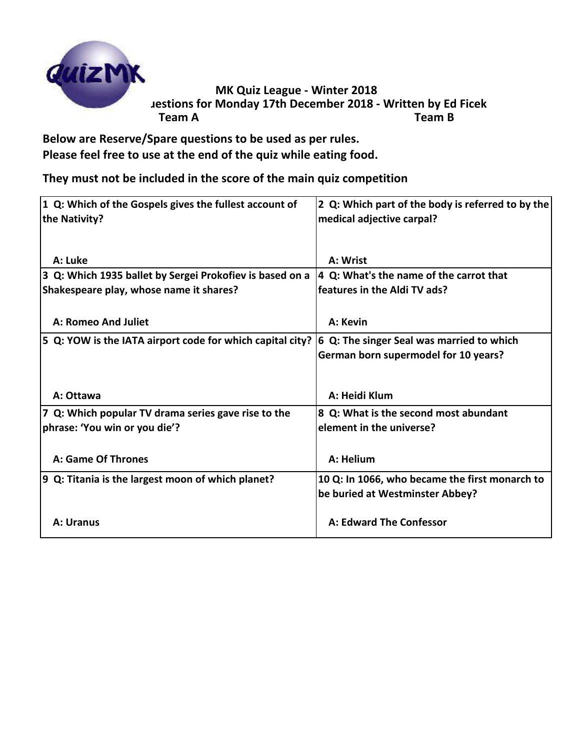# MK Quiz League - Winter 2018

**ɹestions for Monday 17th December 2018 - Written by Ed Ficek**

**Team A** **Team B**

**Below are Reserve/Spare questions to be used as per rules.**
**Please feel free to use at the end of the quiz while eating food.**

**They must not be included in the score of the main quiz competition**

| | |
|---|---|
| **1 Q: Which of the Gospels gives the fullest account of the Nativity?**<br><br>**A: Luke** | **2 Q: Which part of the body is referred to by the medical adjective carpal?**<br><br>**A: Wrist** |
| **3 Q: Which 1935 ballet by Sergei Prokofiev is based on a Shakespeare play, whose name it shares?**<br><br>**A: Romeo And Juliet** | **4 Q: What's the name of the carrot that features in the Aldi TV ads?**<br><br>**A: Kevin** |
| **5 Q: YOW is the IATA airport code for which capital city?**<br><br>**A: Ottawa** | **6 Q: The singer Seal was married to which German born supermodel for 10 years?**<br><br>**A: Heidi Klum** |
| **7 Q: Which popular TV drama series gave rise to the phrase: 'You win or you die'?**<br><br>**A: Game Of Thrones** | **8 Q: What is the second most abundant element in the universe?**<br><br>**A: Helium** |
| **9 Q: Titania is the largest moon of which planet?**<br><br>**A: Uranus** | **10 Q: In 1066, who became the first monarch to be buried at Westminster Abbey?**<br><br>**A: Edward The Confessor** |